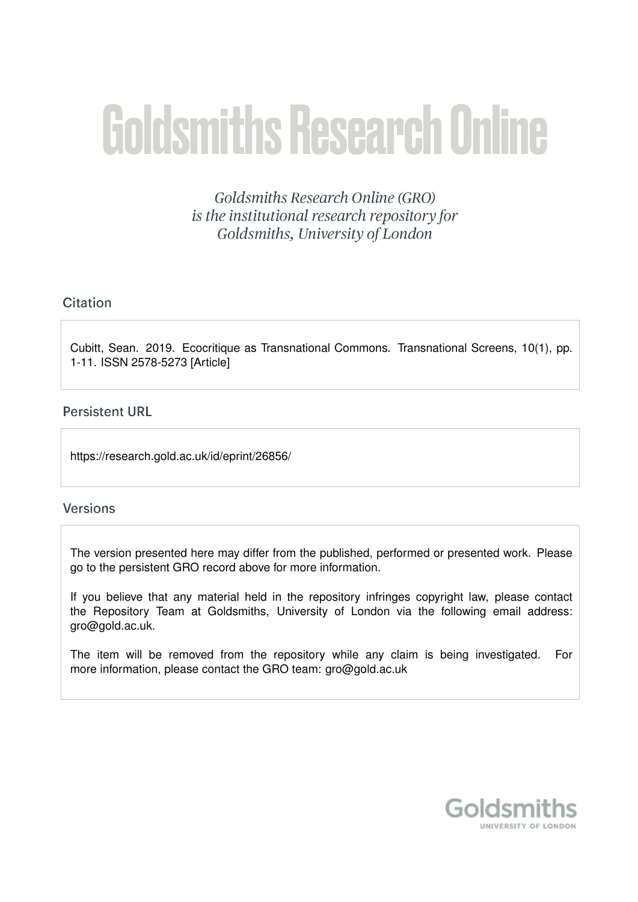# Goldsmiths Research Online

*Goldsmiths Research Online (GRO) is the institutional research repository for Goldsmiths, University of London*

## Citation

Cubitt, Sean. 2019. Ecocritique as Transnational Commons. Transnational Screens, 10(1), pp. 1-11. ISSN 2578-5273 [Article]

## Persistent URL

https://research.gold.ac.uk/id/eprint/26856/

## Versions

The version presented here may differ from the published, performed or presented work. Please go to the persistent GRO record above for more information.

If you believe that any material held in the repository infringes copyright law, please contact the Repository Team at Goldsmiths, University of London via the following email address: gro@gold.ac.uk.

The item will be removed from the repository while any claim is being investigated. For more information, please contact the GRO team: gro@gold.ac.uk

Goldsmiths
UNIVERSITY OF LONDON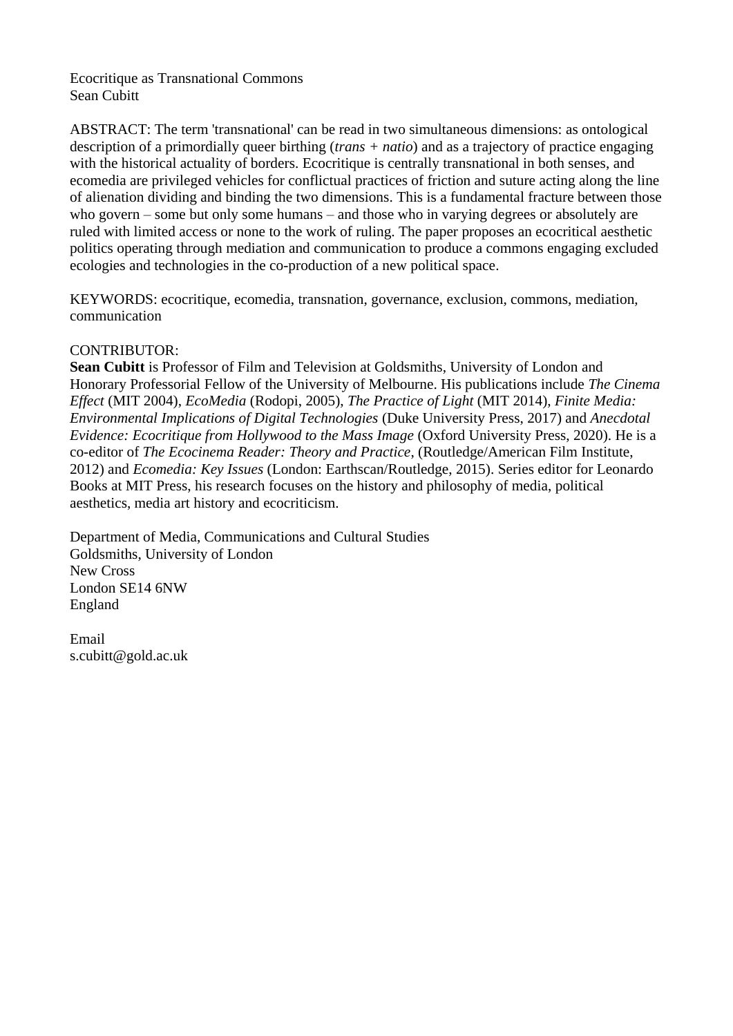Ecocritique as Transnational Commons
Sean Cubitt

ABSTRACT: The term 'transnational' can be read in two simultaneous dimensions: as ontological description of a primordially queer birthing (*trans + natio*) and as a trajectory of practice engaging with the historical actuality of borders. Ecocritique is centrally transnational in both senses, and ecomedia are privileged vehicles for conflictual practices of friction and suture acting along the line of alienation dividing and binding the two dimensions. This is a fundamental fracture between those who govern – some but only some humans – and those who in varying degrees or absolutely are ruled with limited access or none to the work of ruling. The paper proposes an ecocritical aesthetic politics operating through mediation and communication to produce a commons engaging excluded ecologies and technologies in the co-production of a new political space.

KEYWORDS: ecocritique, ecomedia, transnation, governance, exclusion, commons, mediation, communication

CONTRIBUTOR:
**Sean Cubitt** is Professor of Film and Television at Goldsmiths, University of London and Honorary Professorial Fellow of the University of Melbourne. His publications include *The Cinema Effect* (MIT 2004), *EcoMedia* (Rodopi, 2005), *The Practice of Light* (MIT 2014), *Finite Media: Environmental Implications of Digital Technologies* (Duke University Press, 2017) and *Anecdotal Evidence: Ecocritique from Hollywood to the Mass Image* (Oxford University Press, 2020). He is a co-editor of *The Ecocinema Reader: Theory and Practice*, (Routledge/American Film Institute, 2012) and *Ecomedia: Key Issues* (London: Earthscan/Routledge, 2015). Series editor for Leonardo Books at MIT Press, his research focuses on the history and philosophy of media, political aesthetics, media art history and ecocriticism.

Department of Media, Communications and Cultural Studies
Goldsmiths, University of London
New Cross
London SE14 6NW
England

Email
s.cubitt@gold.ac.uk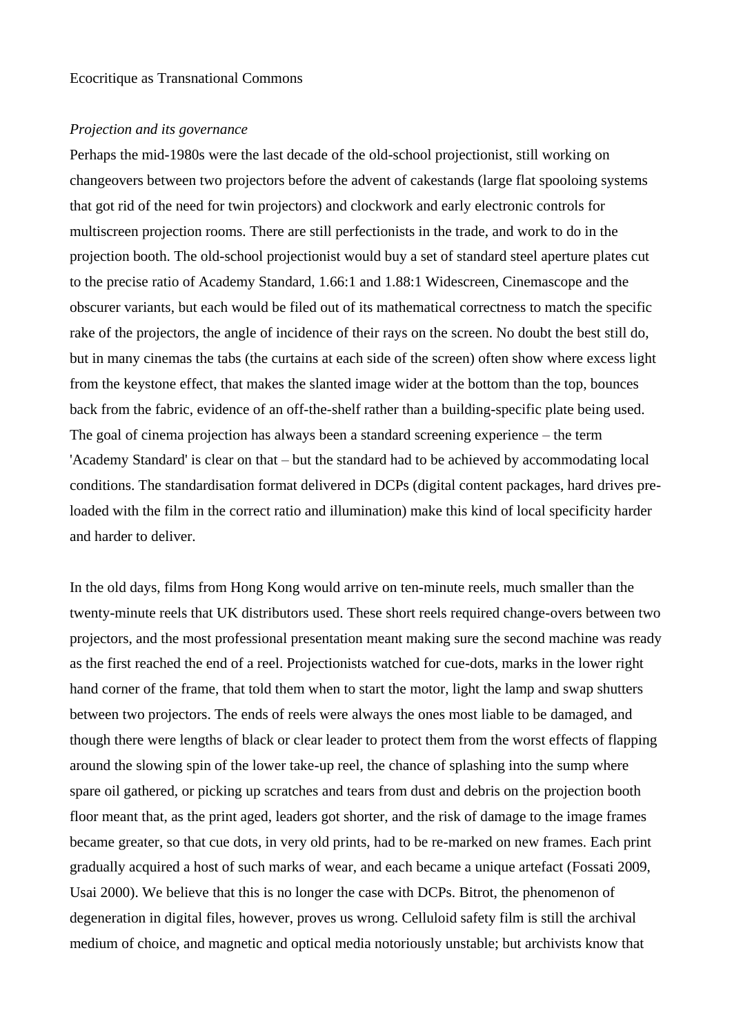Ecocritique as Transnational Commons

*Projection and its governance*

Perhaps the mid-1980s were the last decade of the old-school projectionist, still working on changeovers between two projectors before the advent of cakestands (large flat spooloing systems that got rid of the need for twin projectors) and clockwork and early electronic controls for multiscreen projection rooms. There are still perfectionists in the trade, and work to do in the projection booth. The old-school projectionist would buy a set of standard steel aperture plates cut to the precise ratio of Academy Standard, 1.66:1 and 1.88:1 Widescreen, Cinemascope and the obscurer variants, but each would be filed out of its mathematical correctness to match the specific rake of the projectors, the angle of incidence of their rays on the screen. No doubt the best still do, but in many cinemas the tabs (the curtains at each side of the screen) often show where excess light from the keystone effect, that makes the slanted image wider at the bottom than the top, bounces back from the fabric, evidence of an off-the-shelf rather than a building-specific plate being used. The goal of cinema projection has always been a standard screening experience – the term 'Academy Standard' is clear on that – but the standard had to be achieved by accommodating local conditions. The standardisation format delivered in DCPs (digital content packages, hard drives pre-loaded with the film in the correct ratio and illumination) make this kind of local specificity harder and harder to deliver.

In the old days, films from Hong Kong would arrive on ten-minute reels, much smaller than the twenty-minute reels that UK distributors used. These short reels required change-overs between two projectors, and the most professional presentation meant making sure the second machine was ready as the first reached the end of a reel. Projectionists watched for cue-dots, marks in the lower right hand corner of the frame, that told them when to start the motor, light the lamp and swap shutters between two projectors. The ends of reels were always the ones most liable to be damaged, and though there were lengths of black or clear leader to protect them from the worst effects of flapping around the slowing spin of the lower take-up reel, the chance of splashing into the sump where spare oil gathered, or picking up scratches and tears from dust and debris on the projection booth floor meant that, as the print aged, leaders got shorter, and the risk of damage to the image frames became greater, so that cue dots, in very old prints, had to be re-marked on new frames. Each print gradually acquired a host of such marks of wear, and each became a unique artefact (Fossati 2009, Usai 2000). We believe that this is no longer the case with DCPs. Bitrot, the phenomenon of degeneration in digital files, however, proves us wrong. Celluloid safety film is still the archival medium of choice, and magnetic and optical media notoriously unstable; but archivists know that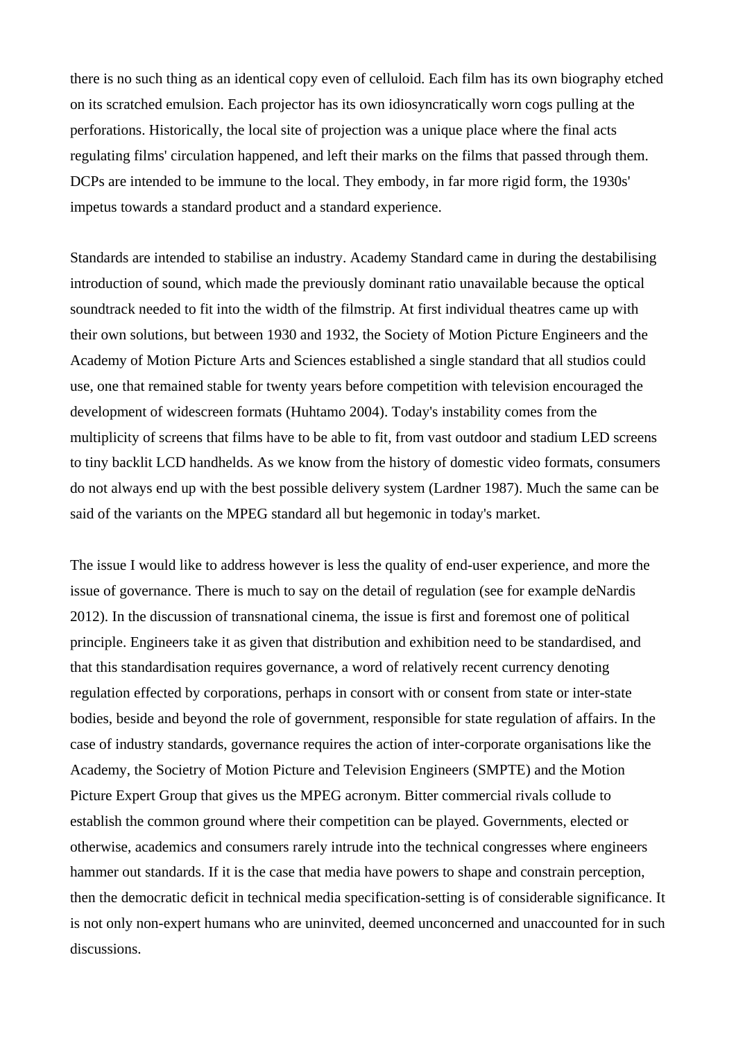there is no such thing as an identical copy even of celluloid. Each film has its own biography etched on its scratched emulsion. Each projector has its own idiosyncratically worn cogs pulling at the perforations. Historically, the local site of projection was a unique place where the final acts regulating films' circulation happened, and left their marks on the films that passed through them. DCPs are intended to be immune to the local. They embody, in far more rigid form, the 1930s' impetus towards a standard product and a standard experience.

Standards are intended to stabilise an industry. Academy Standard came in during the destabilising introduction of sound, which made the previously dominant ratio unavailable because the optical soundtrack needed to fit into the width of the filmstrip. At first individual theatres came up with their own solutions, but between 1930 and 1932, the Society of Motion Picture Engineers and the Academy of Motion Picture Arts and Sciences established a single standard that all studios could use, one that remained stable for twenty years before competition with television encouraged the development of widescreen formats (Huhtamo 2004). Today's instability comes from the multiplicity of screens that films have to be able to fit, from vast outdoor and stadium LED screens to tiny backlit LCD handhelds. As we know from the history of domestic video formats, consumers do not always end up with the best possible delivery system (Lardner 1987). Much the same can be said of the variants on the MPEG standard all but hegemonic in today's market.

The issue I would like to address however is less the quality of end-user experience, and more the issue of governance. There is much to say on the detail of regulation (see for example deNardis 2012). In the discussion of transnational cinema, the issue is first and foremost one of political principle. Engineers take it as given that distribution and exhibition need to be standardised, and that this standardisation requires governance, a word of relatively recent currency denoting regulation effected by corporations, perhaps in consort with or consent from state or inter-state bodies, beside and beyond the role of government, responsible for state regulation of affairs. In the case of industry standards, governance requires the action of inter-corporate organisations like the Academy, the Socictry of Motion Picture and Television Engineers (SMPTE) and the Motion Picture Expert Group that gives us the MPEG acronym. Bitter commercial rivals collude to establish the common ground where their competition can be played. Governments, elected or otherwise, academics and consumers rarely intrude into the technical congresses where engineers hammer out standards. If it is the case that media have powers to shape and constrain perception, then the democratic deficit in technical media specification-setting is of considerable significance. It is not only non-expert humans who are uninvited, deemed unconcerned and unaccounted for in such discussions.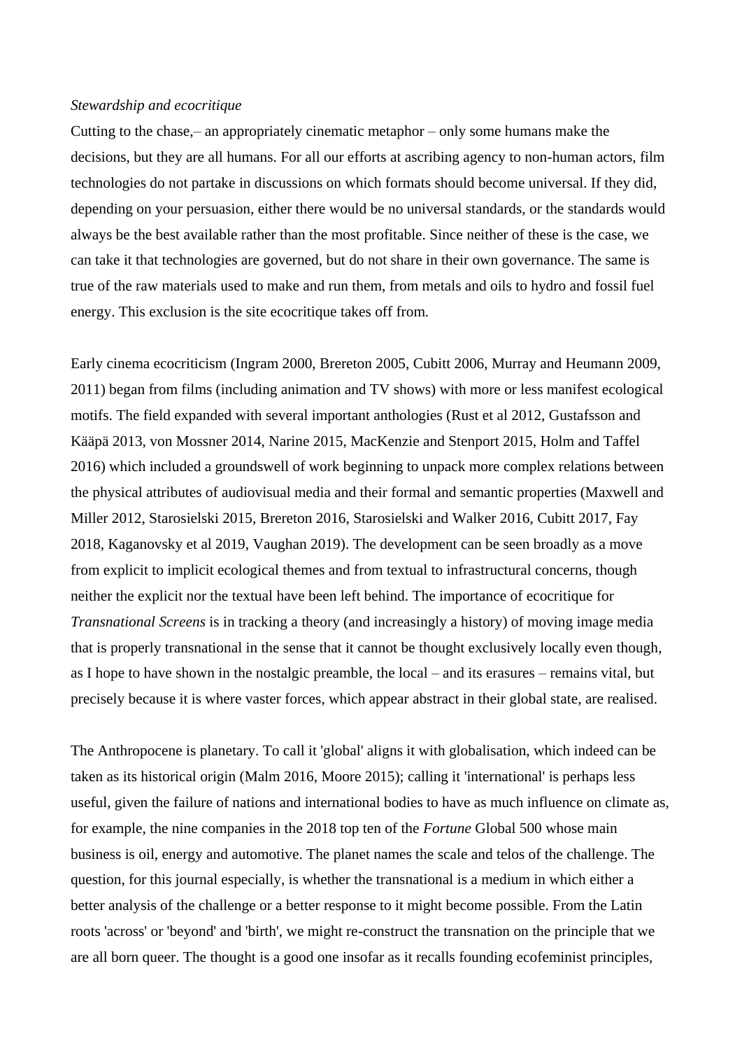*Stewardship and ecocritique*

Cutting to the chase,– an appropriately cinematic metaphor – only some humans make the decisions, but they are all humans. For all our efforts at ascribing agency to non-human actors, film technologies do not partake in discussions on which formats should become universal. If they did, depending on your persuasion, either there would be no universal standards, or the standards would always be the best available rather than the most profitable. Since neither of these is the case, we can take it that technologies are governed, but do not share in their own governance. The same is true of the raw materials used to make and run them, from metals and oils to hydro and fossil fuel energy. This exclusion is the site ecocritique takes off from.

Early cinema ecocriticism (Ingram 2000, Brereton 2005, Cubitt 2006, Murray and Heumann 2009, 2011) began from films (including animation and TV shows) with more or less manifest ecological motifs. The field expanded with several important anthologies (Rust et al 2012, Gustafsson and Kääpä 2013, von Mossner 2014, Narine 2015, MacKenzie and Stenport 2015, Holm and Taffel 2016) which included a groundswell of work beginning to unpack more complex relations between the physical attributes of audiovisual media and their formal and semantic properties (Maxwell and Miller 2012, Starosielski 2015, Brereton 2016, Starosielski and Walker 2016, Cubitt 2017, Fay 2018, Kaganovsky et al 2019, Vaughan 2019). The development can be seen broadly as a move from explicit to implicit ecological themes and from textual to infrastructural concerns, though neither the explicit nor the textual have been left behind. The importance of ecocritique for *Transnational Screens* is in tracking a theory (and increasingly a history) of moving image media that is properly transnational in the sense that it cannot be thought exclusively locally even though, as I hope to have shown in the nostalgic preamble, the local – and its erasures – remains vital, but precisely because it is where vaster forces, which appear abstract in their global state, are realised.

The Anthropocene is planetary. To call it 'global' aligns it with globalisation, which indeed can be taken as its historical origin (Malm 2016, Moore 2015); calling it 'international' is perhaps less useful, given the failure of nations and international bodies to have as much influence on climate as, for example, the nine companies in the 2018 top ten of the *Fortune* Global 500 whose main business is oil, energy and automotive. The planet names the scale and telos of the challenge. The question, for this journal especially, is whether the transnational is a medium in which either a better analysis of the challenge or a better response to it might become possible. From the Latin roots 'across' or 'beyond' and 'birth', we might re-construct the transnation on the principle that we are all born queer. The thought is a good one insofar as it recalls founding ecofeminist principles,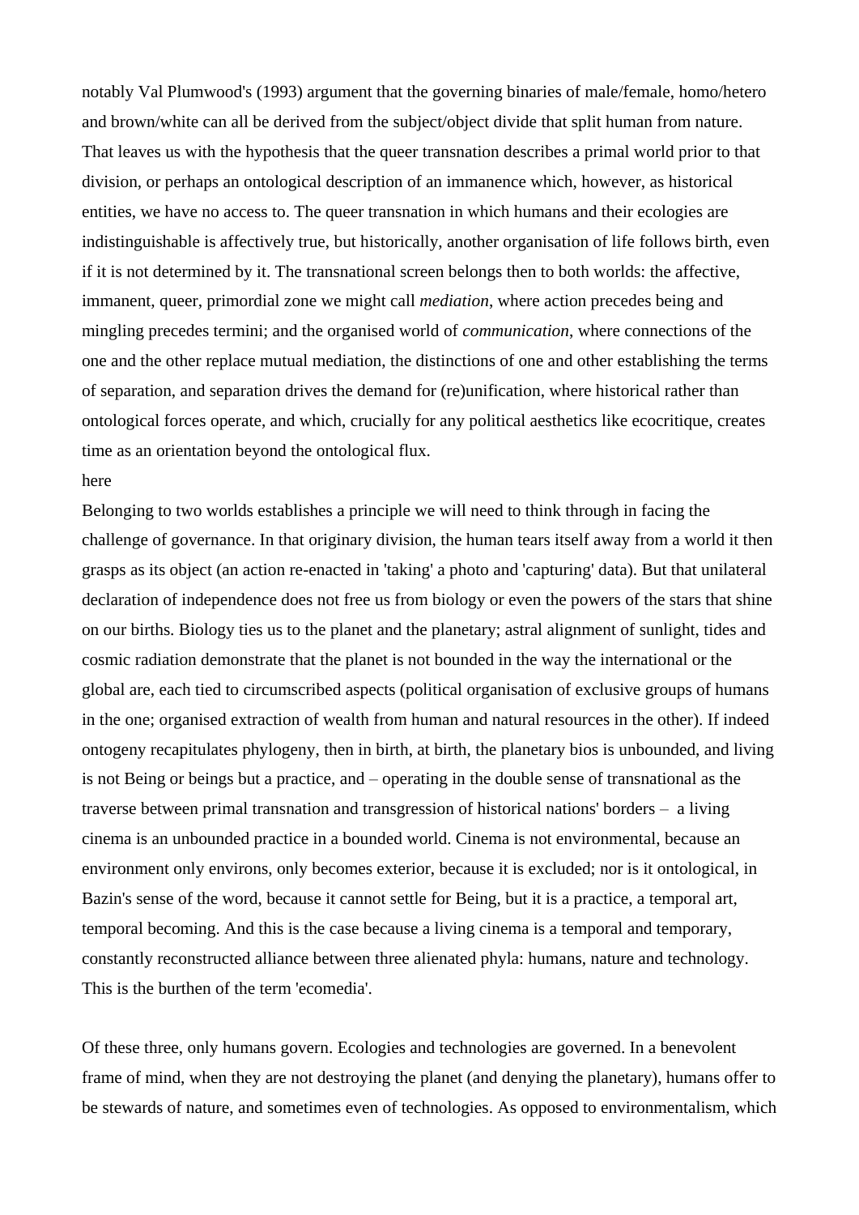notably Val Plumwood's (1993) argument that the governing binaries of male/female, homo/hetero and brown/white can all be derived from the subject/object divide that split human from nature. That leaves us with the hypothesis that the queer transnation describes a primal world prior to that division, or perhaps an ontological description of an immanence which, however, as historical entities, we have no access to. The queer transnation in which humans and their ecologies are indistinguishable is affectively true, but historically, another organisation of life follows birth, even if it is not determined by it. The transnational screen belongs then to both worlds: the affective, immanent, queer, primordial zone we might call *mediation*, where action precedes being and mingling precedes termini; and the organised world of *communication*, where connections of the one and the other replace mutual mediation, the distinctions of one and other establishing the terms of separation, and separation drives the demand for (re)unification, where historical rather than ontological forces operate, and which, crucially for any political aesthetics like ecocritique, creates time as an orientation beyond the ontological flux.

here

Belonging to two worlds establishes a principle we will need to think through in facing the challenge of governance. In that originary division, the human tears itself away from a world it then grasps as its object (an action re-enacted in 'taking' a photo and 'capturing' data). But that unilateral declaration of independence does not free us from biology or even the powers of the stars that shine on our births. Biology ties us to the planet and the planetary; astral alignment of sunlight, tides and cosmic radiation demonstrate that the planet is not bounded in the way the international or the global are, each tied to circumscribed aspects (political organisation of exclusive groups of humans in the one; organised extraction of wealth from human and natural resources in the other). If indeed ontogeny recapitulates phylogeny, then in birth, at birth, the planetary bios is unbounded, and living is not Being or beings but a practice, and – operating in the double sense of transnational as the traverse between primal transnation and transgression of historical nations' borders – a living cinema is an unbounded practice in a bounded world. Cinema is not environmental, because an environment only environs, only becomes exterior, because it is excluded; nor is it ontological, in Bazin's sense of the word, because it cannot settle for Being, but it is a practice, a temporal art, temporal becoming. And this is the case because a living cinema is a temporal and temporary, constantly reconstructed alliance between three alienated phyla: humans, nature and technology. This is the burthen of the term 'ecomedia'.

Of these three, only humans govern. Ecologies and technologies are governed. In a benevolent frame of mind, when they are not destroying the planet (and denying the planetary), humans offer to be stewards of nature, and sometimes even of technologies. As opposed to environmentalism, which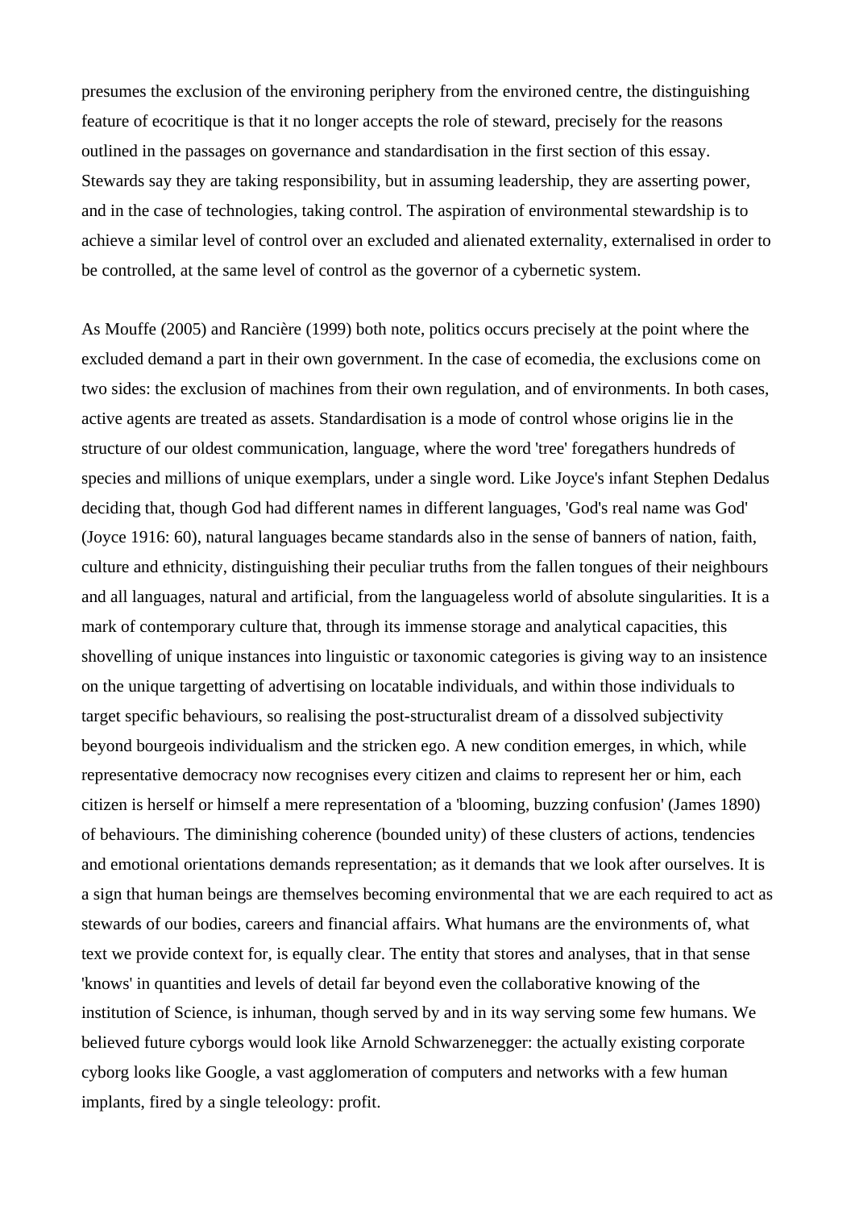presumes the exclusion of the environing periphery from the environed centre, the distinguishing feature of ecocritique is that it no longer accepts the role of steward, precisely for the reasons outlined in the passages on governance and standardisation in the first section of this essay. Stewards say they are taking responsibility, but in assuming leadership, they are asserting power, and in the case of technologies, taking control. The aspiration of environmental stewardship is to achieve a similar level of control over an excluded and alienated externality, externalised in order to be controlled, at the same level of control as the governor of a cybernetic system.

As Mouffe (2005) and Rancière (1999) both note, politics occurs precisely at the point where the excluded demand a part in their own government. In the case of ecomedia, the exclusions come on two sides: the exclusion of machines from their own regulation, and of environments. In both cases, active agents are treated as assets. Standardisation is a mode of control whose origins lie in the structure of our oldest communication, language, where the word 'tree' foregathers hundreds of species and millions of unique exemplars, under a single word. Like Joyce's infant Stephen Dedalus deciding that, though God had different names in different languages, 'God's real name was God' (Joyce 1916: 60), natural languages became standards also in the sense of banners of nation, faith, culture and ethnicity, distinguishing their peculiar truths from the fallen tongues of their neighbours and all languages, natural and artificial, from the languageless world of absolute singularities. It is a mark of contemporary culture that, through its immense storage and analytical capacities, this shovelling of unique instances into linguistic or taxonomic categories is giving way to an insistence on the unique targetting of advertising on locatable individuals, and within those individuals to target specific behaviours, so realising the post-structuralist dream of a dissolved subjectivity beyond bourgeois individualism and the stricken ego. A new condition emerges, in which, while representative democracy now recognises every citizen and claims to represent her or him, each citizen is herself or himself a mere representation of a 'blooming, buzzing confusion' (James 1890) of behaviours. The diminishing coherence (bounded unity) of these clusters of actions, tendencies and emotional orientations demands representation; as it demands that we look after ourselves. It is a sign that human beings are themselves becoming environmental that we are each required to act as stewards of our bodies, careers and financial affairs. What humans are the environments of, what text we provide context for, is equally clear. The entity that stores and analyses, that in that sense 'knows' in quantities and levels of detail far beyond even the collaborative knowing of the institution of Science, is inhuman, though served by and in its way serving some few humans. We believed future cyborgs would look like Arnold Schwarzenegger: the actually existing corporate cyborg looks like Google, a vast agglomeration of computers and networks with a few human implants, fired by a single teleology: profit.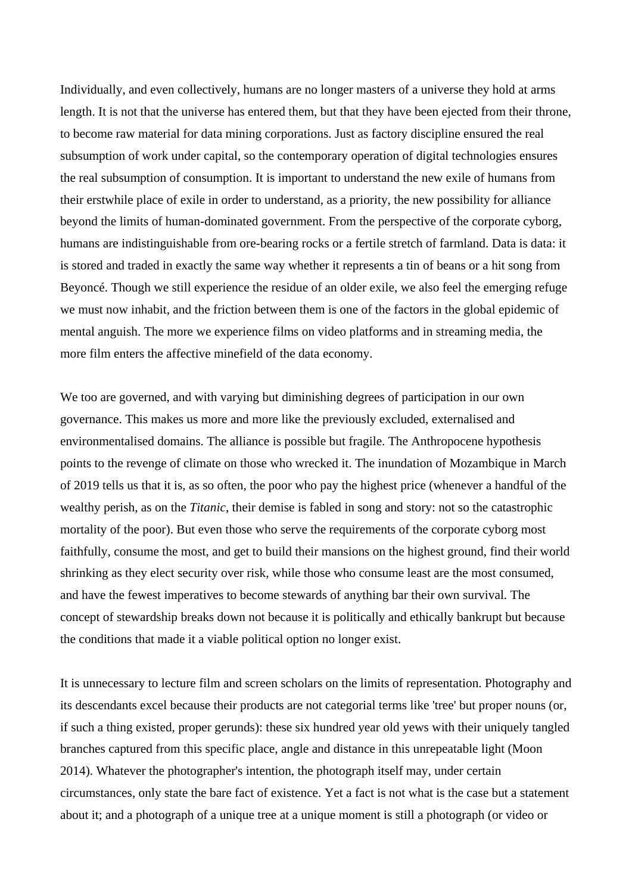Individually, and even collectively, humans are no longer masters of a universe they hold at arms length. It is not that the universe has entered them, but that they have been ejected from their throne, to become raw material for data mining corporations. Just as factory discipline ensured the real subsumption of work under capital, so the contemporary operation of digital technologies ensures the real subsumption of consumption. It is important to understand the new exile of humans from their erstwhile place of exile in order to understand, as a priority, the new possibility for alliance beyond the limits of human-dominated government. From the perspective of the corporate cyborg, humans are indistinguishable from ore-bearing rocks or a fertile stretch of farmland. Data is data: it is stored and traded in exactly the same way whether it represents a tin of beans or a hit song from Beyoncé. Though we still experience the residue of an older exile, we also feel the emerging refuge we must now inhabit, and the friction between them is one of the factors in the global epidemic of mental anguish. The more we experience films on video platforms and in streaming media, the more film enters the affective minefield of the data economy.

We too are governed, and with varying but diminishing degrees of participation in our own governance. This makes us more and more like the previously excluded, externalised and environmentalised domains. The alliance is possible but fragile. The Anthropocene hypothesis points to the revenge of climate on those who wrecked it. The inundation of Mozambique in March of 2019 tells us that it is, as so often, the poor who pay the highest price (whenever a handful of the wealthy perish, as on the *Titanic*, their demise is fabled in song and story: not so the catastrophic mortality of the poor). But even those who serve the requirements of the corporate cyborg most faithfully, consume the most, and get to build their mansions on the highest ground, find their world shrinking as they elect security over risk, while those who consume least are the most consumed, and have the fewest imperatives to become stewards of anything bar their own survival. The concept of stewardship breaks down not because it is politically and ethically bankrupt but because the conditions that made it a viable political option no longer exist.

It is unnecessary to lecture film and screen scholars on the limits of representation. Photography and its descendants excel because their products are not categorial terms like 'tree' but proper nouns (or, if such a thing existed, proper gerunds): these six hundred year old yews with their uniquely tangled branches captured from this specific place, angle and distance in this unrepeatable light (Moon 2014). Whatever the photographer's intention, the photograph itself may, under certain circumstances, only state the bare fact of existence. Yet a fact is not what is the case but a statement about it; and a photograph of a unique tree at a unique moment is still a photograph (or video or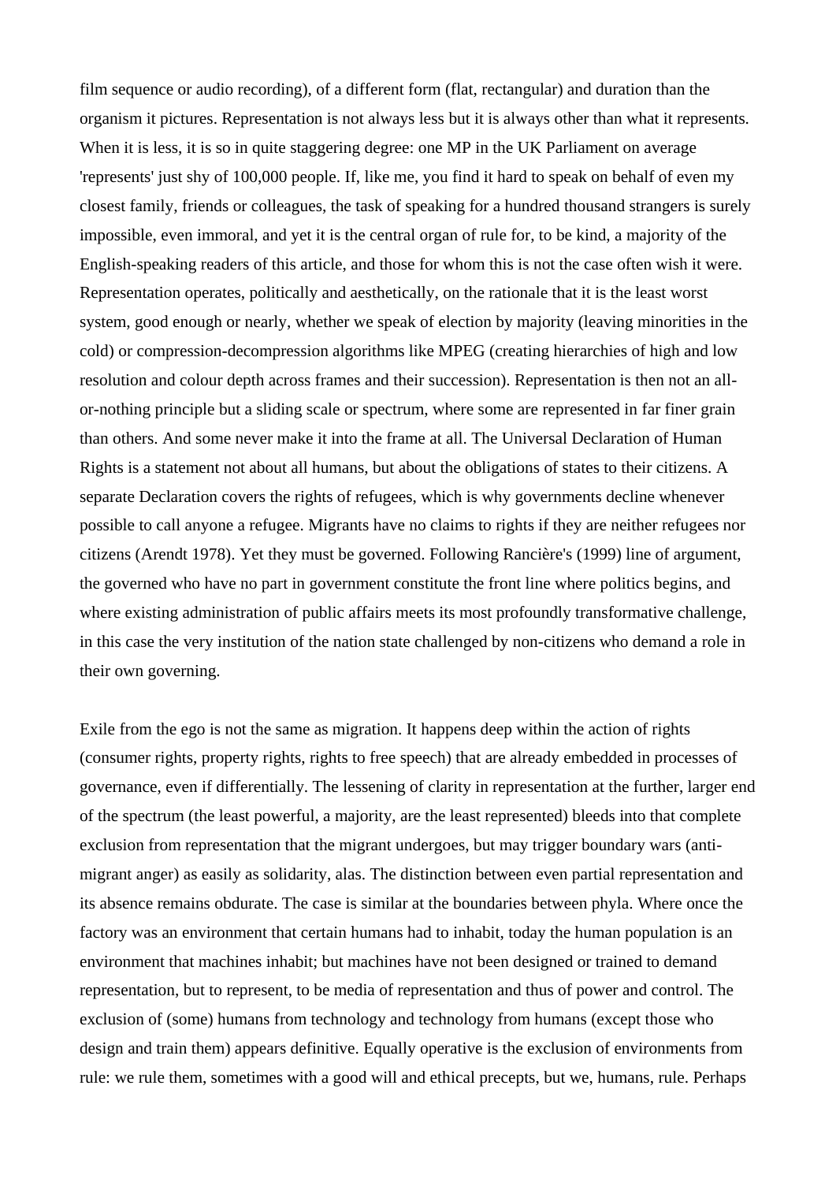film sequence or audio recording), of a different form (flat, rectangular) and duration than the organism it pictures. Representation is not always less but it is always other than what it represents. When it is less, it is so in quite staggering degree: one MP in the UK Parliament on average 'represents' just shy of 100,000 people. If, like me, you find it hard to speak on behalf of even my closest family, friends or colleagues, the task of speaking for a hundred thousand strangers is surely impossible, even immoral, and yet it is the central organ of rule for, to be kind, a majority of the English-speaking readers of this article, and those for whom this is not the case often wish it were. Representation operates, politically and aesthetically, on the rationale that it is the least worst system, good enough or nearly, whether we speak of election by majority (leaving minorities in the cold) or compression-decompression algorithms like MPEG (creating hierarchies of high and low resolution and colour depth across frames and their succession). Representation is then not an all-or-nothing principle but a sliding scale or spectrum, where some are represented in far finer grain than others. And some never make it into the frame at all. The Universal Declaration of Human Rights is a statement not about all humans, but about the obligations of states to their citizens. A separate Declaration covers the rights of refugees, which is why governments decline whenever possible to call anyone a refugee. Migrants have no claims to rights if they are neither refugees nor citizens (Arendt 1978). Yet they must be governed. Following Rancière's (1999) line of argument, the governed who have no part in government constitute the front line where politics begins, and where existing administration of public affairs meets its most profoundly transformative challenge, in this case the very institution of the nation state challenged by non-citizens who demand a role in their own governing.

Exile from the ego is not the same as migration. It happens deep within the action of rights (consumer rights, property rights, rights to free speech) that are already embedded in processes of governance, even if differentially. The lessening of clarity in representation at the further, larger end of the spectrum (the least powerful, a majority, are the least represented) bleeds into that complete exclusion from representation that the migrant undergoes, but may trigger boundary wars (anti-migrant anger) as easily as solidarity, alas. The distinction between even partial representation and its absence remains obdurate. The case is similar at the boundaries between phyla. Where once the factory was an environment that certain humans had to inhabit, today the human population is an environment that machines inhabit; but machines have not been designed or trained to demand representation, but to represent, to be media of representation and thus of power and control. The exclusion of (some) humans from technology and technology from humans (except those who design and train them) appears definitive. Equally operative is the exclusion of environments from rule: we rule them, sometimes with a good will and ethical precepts, but we, humans, rule. Perhaps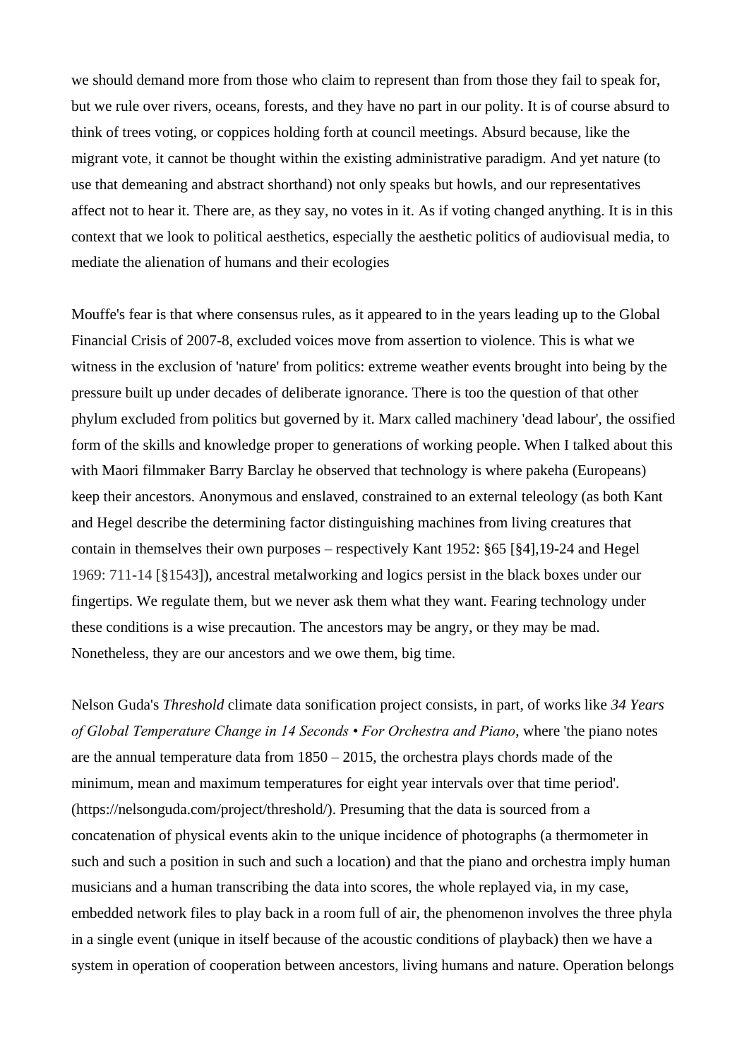we should demand more from those who claim to represent than from those they fail to speak for, but we rule over rivers, oceans, forests, and they have no part in our polity. It is of course absurd to think of trees voting, or coppices holding forth at council meetings. Absurd because, like the migrant vote, it cannot be thought within the existing administrative paradigm. And yet nature (to use that demeaning and abstract shorthand) not only speaks but howls, and our representatives affect not to hear it. There are, as they say, no votes in it. As if voting changed anything. It is in this context that we look to political aesthetics, especially the aesthetic politics of audiovisual media, to mediate the alienation of humans and their ecologies

Mouffe's fear is that where consensus rules, as it appeared to in the years leading up to the Global Financial Crisis of 2007-8, excluded voices move from assertion to violence. This is what we witness in the exclusion of 'nature' from politics: extreme weather events brought into being by the pressure built up under decades of deliberate ignorance. There is too the question of that other phylum excluded from politics but governed by it. Marx called machinery 'dead labour', the ossified form of the skills and knowledge proper to generations of working people. When I talked about this with Maori filmmaker Barry Barclay he observed that technology is where pakeha (Europeans) keep their ancestors. Anonymous and enslaved, constrained to an external teleology (as both Kant and Hegel describe the determining factor distinguishing machines from living creatures that contain in themselves their own purposes – respectively Kant 1952: §65 [§4],19-24 and Hegel 1969: 711-14 [§1543]), ancestral metalworking and logics persist in the black boxes under our fingertips. We regulate them, but we never ask them what they want. Fearing technology under these conditions is a wise precaution. The ancestors may be angry, or they may be mad. Nonetheless, they are our ancestors and we owe them, big time.

Nelson Guda's *Threshold* climate data sonification project consists, in part, of works like *34 Years of Global Temperature Change in 14 Seconds • For Orchestra and Piano*, where 'the piano notes are the annual temperature data from 1850 – 2015, the orchestra plays chords made of the minimum, mean and maximum temperatures for eight year intervals over that time period'. (https://nelsonguda.com/project/threshold/). Presuming that the data is sourced from a concatenation of physical events akin to the unique incidence of photographs (a thermometer in such and such a position in such and such a location) and that the piano and orchestra imply human musicians and a human transcribing the data into scores, the whole replayed via, in my case, embedded network files to play back in a room full of air, the phenomenon involves the three phyla in a single event (unique in itself because of the acoustic conditions of playback) then we have a system in operation of cooperation between ancestors, living humans and nature. Operation belongs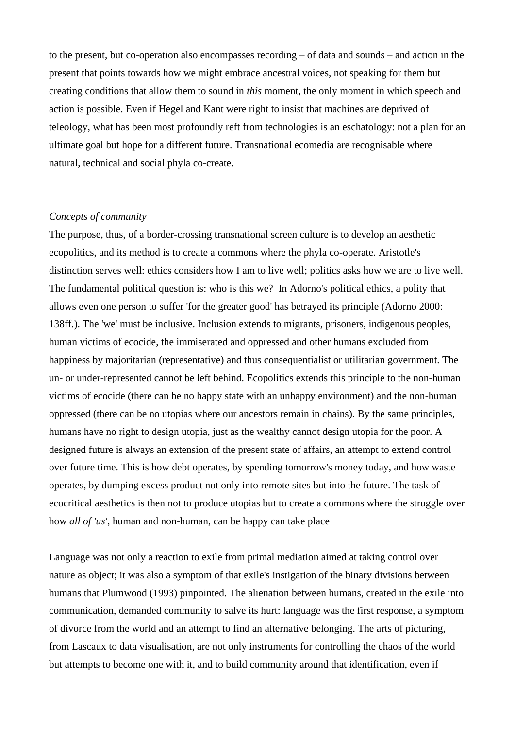to the present, but co-operation also encompasses recording – of data and sounds – and action in the present that points towards how we might embrace ancestral voices, not speaking for them but creating conditions that allow them to sound in *this* moment, the only moment in which speech and action is possible. Even if Hegel and Kant were right to insist that machines are deprived of teleology, what has been most profoundly reft from technologies is an eschatology: not a plan for an ultimate goal but hope for a different future. Transnational ecomedia are recognisable where natural, technical and social phyla co-create.

*Concepts of community*

The purpose, thus, of a border-crossing transnational screen culture is to develop an aesthetic ecopolitics, and its method is to create a commons where the phyla co-operate. Aristotle's distinction serves well: ethics considers how I am to live well; politics asks how we are to live well. The fundamental political question is: who is this we? In Adorno's political ethics, a polity that allows even one person to suffer 'for the greater good' has betrayed its principle (Adorno 2000: 138ff.). The 'we' must be inclusive. Inclusion extends to migrants, prisoners, indigenous peoples, human victims of ecocide, the immiserated and oppressed and other humans excluded from happiness by majoritarian (representative) and thus consequentialist or utilitarian government. The un- or under-represented cannot be left behind. Ecopolitics extends this principle to the non-human victims of ecocide (there can be no happy state with an unhappy environment) and the non-human oppressed (there can be no utopias where our ancestors remain in chains). By the same principles, humans have no right to design utopia, just as the wealthy cannot design utopia for the poor. A designed future is always an extension of the present state of affairs, an attempt to extend control over future time. This is how debt operates, by spending tomorrow's money today, and how waste operates, by dumping excess product not only into remote sites but into the future. The task of ecocritical aesthetics is then not to produce utopias but to create a commons where the struggle over how *all of 'us'*, human and non-human, can be happy can take place

Language was not only a reaction to exile from primal mediation aimed at taking control over nature as object; it was also a symptom of that exile's instigation of the binary divisions between humans that Plumwood (1993) pinpointed. The alienation between humans, created in the exile into communication, demanded community to salve its hurt: language was the first response, a symptom of divorce from the world and an attempt to find an alternative belonging. The arts of picturing, from Lascaux to data visualisation, are not only instruments for controlling the chaos of the world but attempts to become one with it, and to build community around that identification, even if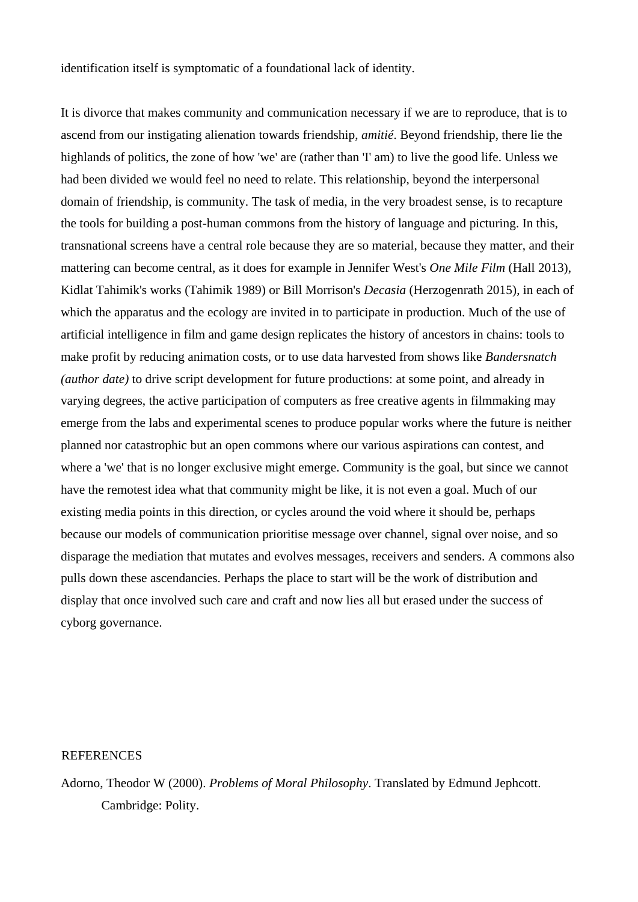identification itself is symptomatic of a foundational lack of identity.

It is divorce that makes community and communication necessary if we are to reproduce, that is to ascend from our instigating alienation towards friendship, *amitié*. Beyond friendship, there lie the highlands of politics, the zone of how 'we' are (rather than 'I' am) to live the good life. Unless we had been divided we would feel no need to relate. This relationship, beyond the interpersonal domain of friendship, is community. The task of media, in the very broadest sense, is to recapture the tools for building a post-human commons from the history of language and picturing. In this, transnational screens have a central role because they are so material, because they matter, and their mattering can become central, as it does for example in Jennifer West's *One Mile Film* (Hall 2013), Kidlat Tahimik's works (Tahimik 1989) or Bill Morrison's *Decasia* (Herzogenrath 2015), in each of which the apparatus and the ecology are invited in to participate in production. Much of the use of artificial intelligence in film and game design replicates the history of ancestors in chains: tools to make profit by reducing animation costs, or to use data harvested from shows like *Bandersnatch (author date)* to drive script development for future productions: at some point, and already in varying degrees, the active participation of computers as free creative agents in filmmaking may emerge from the labs and experimental scenes to produce popular works where the future is neither planned nor catastrophic but an open commons where our various aspirations can contest, and where a 'we' that is no longer exclusive might emerge. Community is the goal, but since we cannot have the remotest idea what that community might be like, it is not even a goal. Much of our existing media points in this direction, or cycles around the void where it should be, perhaps because our models of communication prioritise message over channel, signal over noise, and so disparage the mediation that mutates and evolves messages, receivers and senders. A commons also pulls down these ascendancies. Perhaps the place to start will be the work of distribution and display that once involved such care and craft and now lies all but erased under the success of cyborg governance.

## REFERENCES

Adorno, Theodor W (2000). *Problems of Moral Philosophy*. Translated by Edmund Jephcott. Cambridge: Polity.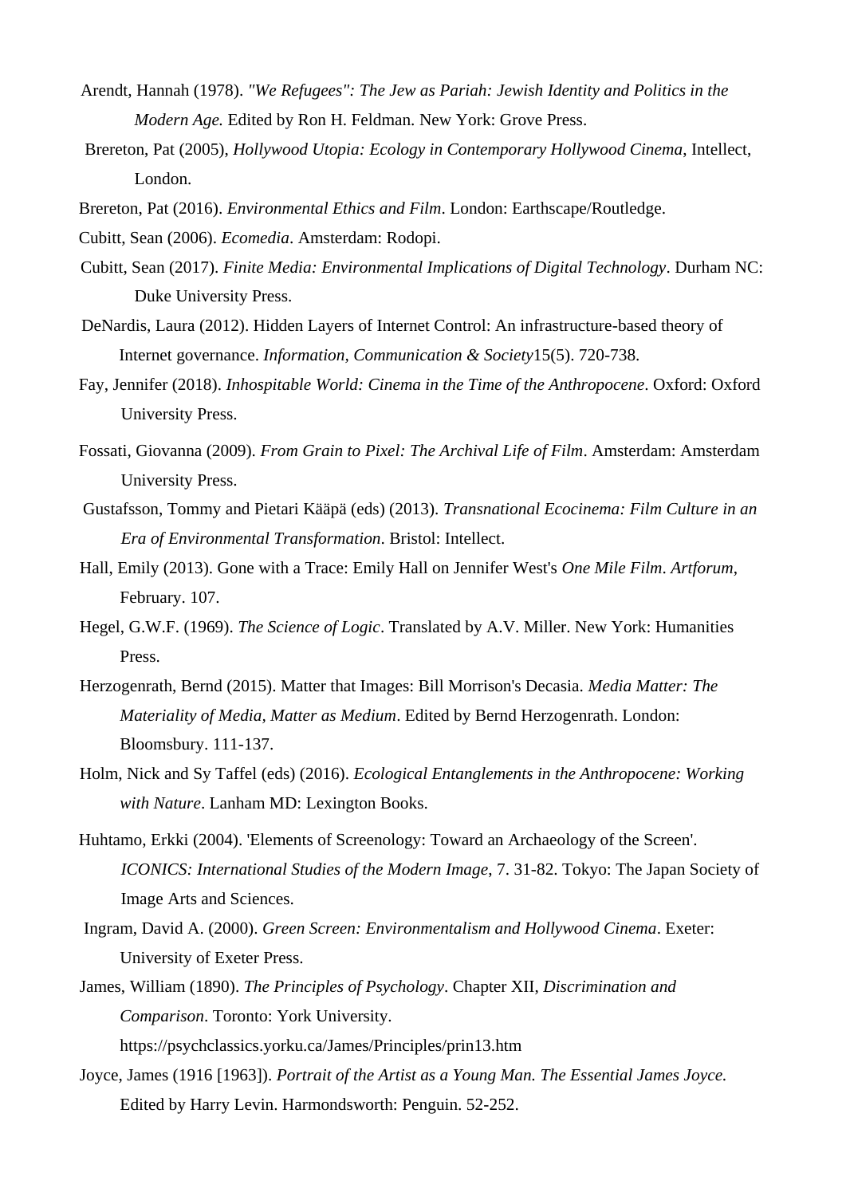Arendt, Hannah (1978). *"We Refugees": The Jew as Pariah: Jewish Identity and Politics in the Modern Age.* Edited by Ron H. Feldman. New York: Grove Press.

Brereton, Pat (2005), *Hollywood Utopia: Ecology in Contemporary Hollywood Cinema*, Intellect, London.

Brereton, Pat (2016). *Environmental Ethics and Film*. London: Earthscape/Routledge.

Cubitt, Sean (2006). *Ecomedia*. Amsterdam: Rodopi.

Cubitt, Sean (2017). *Finite Media: Environmental Implications of Digital Technology*. Durham NC: Duke University Press.

DeNardis, Laura (2012). Hidden Layers of Internet Control: An infrastructure-based theory of Internet governance. *Information, Communication & Society*15(5). 720-738.

Fay, Jennifer (2018). *Inhospitable World: Cinema in the Time of the Anthropocene*. Oxford: Oxford University Press.

Fossati, Giovanna (2009). *From Grain to Pixel: The Archival Life of Film*. Amsterdam: Amsterdam University Press.

Gustafsson, Tommy and Pietari Kääpä (eds) (2013). *Transnational Ecocinema: Film Culture in an Era of Environmental Transformation*. Bristol: Intellect.

Hall, Emily (2013). Gone with a Trace: Emily Hall on Jennifer West's *One Mile Film*. *Artforum*, February. 107.

Hegel, G.W.F. (1969). *The Science of Logic*. Translated by A.V. Miller. New York: Humanities Press.

Herzogenrath, Bernd (2015). Matter that Images: Bill Morrison's Decasia. *Media Matter: The Materiality of Media, Matter as Medium*. Edited by Bernd Herzogenrath. London: Bloomsbury. 111-137.

Holm, Nick and Sy Taffel (eds) (2016). *Ecological Entanglements in the Anthropocene: Working with Nature*. Lanham MD: Lexington Books.

Huhtamo, Erkki (2004). 'Elements of Screenology: Toward an Archaeology of the Screen'. *ICONICS: International Studies of the Modern Image*, 7. 31-82. Tokyo: The Japan Society of Image Arts and Sciences.

Ingram, David A. (2000). *Green Screen: Environmentalism and Hollywood Cinema*. Exeter: University of Exeter Press.

James, William (1890). *The Principles of Psychology*. Chapter XII, *Discrimination and Comparison*. Toronto: York University. https://psychclassics.yorku.ca/James/Principles/prin13.htm

Joyce, James (1916 [1963]). *Portrait of the Artist as a Young Man. The Essential James Joyce.* Edited by Harry Levin. Harmondsworth: Penguin. 52-252.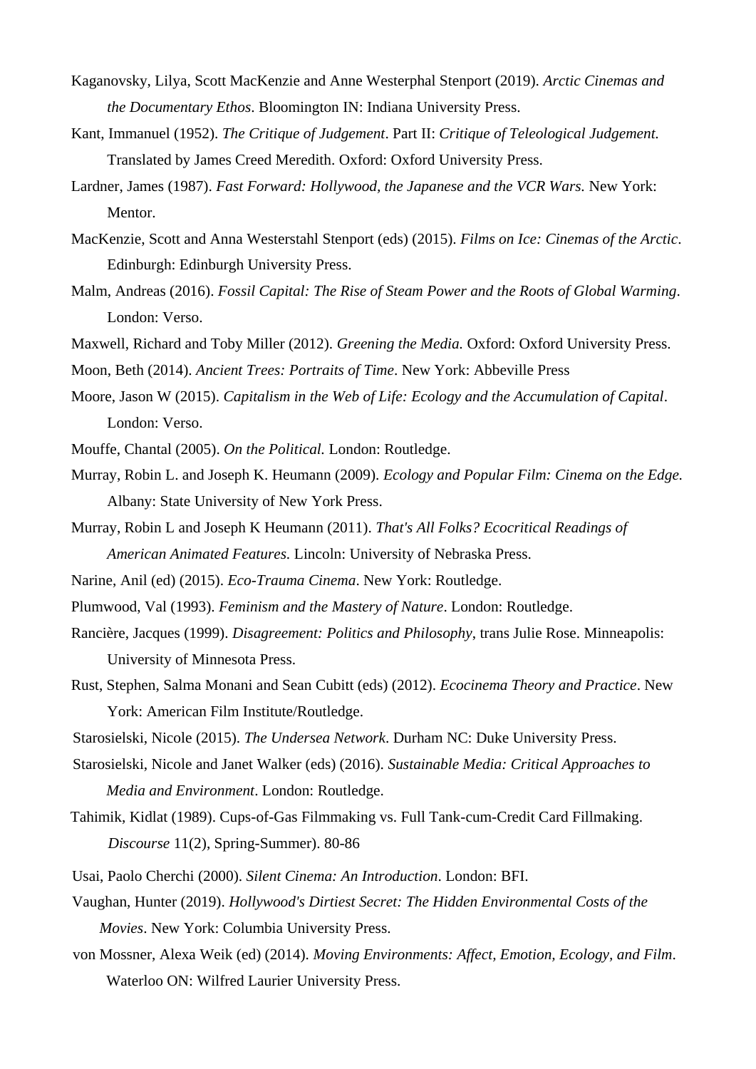Kaganovsky, Lilya, Scott MacKenzie and Anne Westerphal Stenport (2019). *Arctic Cinemas and the Documentary Ethos*. Bloomington IN: Indiana University Press.

Kant, Immanuel (1952). *The Critique of Judgement*. Part II: *Critique of Teleological Judgement.* Translated by James Creed Meredith. Oxford: Oxford University Press.

Lardner, James (1987). *Fast Forward: Hollywood, the Japanese and the VCR Wars.* New York: Mentor.

MacKenzie, Scott and Anna Westerstahl Stenport (eds) (2015). *Films on Ice: Cinemas of the Arctic*. Edinburgh: Edinburgh University Press.

Malm, Andreas (2016). *Fossil Capital: The Rise of Steam Power and the Roots of Global Warming*. London: Verso.

Maxwell, Richard and Toby Miller (2012). *Greening the Media.* Oxford: Oxford University Press.

Moon, Beth (2014). *Ancient Trees: Portraits of Time*. New York: Abbeville Press

Moore, Jason W (2015). *Capitalism in the Web of Life: Ecology and the Accumulation of Capital*. London: Verso.

Mouffe, Chantal (2005). *On the Political.* London: Routledge.

Murray, Robin L. and Joseph K. Heumann (2009). *Ecology and Popular Film: Cinema on the Edge.* Albany: State University of New York Press.

Murray, Robin L and Joseph K Heumann (2011). *That's All Folks? Ecocritical Readings of American Animated Features.* Lincoln: University of Nebraska Press.

Narine, Anil (ed) (2015). *Eco-Trauma Cinema*. New York: Routledge.

Plumwood, Val (1993). *Feminism and the Mastery of Nature*. London: Routledge.

Rancière, Jacques (1999). *Disagreement: Politics and Philosophy*, trans Julie Rose. Minneapolis: University of Minnesota Press.

Rust, Stephen, Salma Monani and Sean Cubitt (eds) (2012). *Ecocinema Theory and Practice*. New York: American Film Institute/Routledge.

Starosielski, Nicole (2015). *The Undersea Network*. Durham NC: Duke University Press.

Starosielski, Nicole and Janet Walker (eds) (2016). *Sustainable Media: Critical Approaches to Media and Environment*. London: Routledge.

Tahimik, Kidlat (1989). Cups-of-Gas Filmmaking vs. Full Tank-cum-Credit Card Fillmaking. *Discourse* 11(2), Spring-Summer). 80-86

Usai, Paolo Cherchi (2000). *Silent Cinema: An Introduction*. London: BFI.

Vaughan, Hunter (2019). *Hollywood's Dirtiest Secret: The Hidden Environmental Costs of the Movies*. New York: Columbia University Press.

von Mossner, Alexa Weik (ed) (2014). *Moving Environments: Affect, Emotion, Ecology, and Film*. Waterloo ON: Wilfred Laurier University Press.